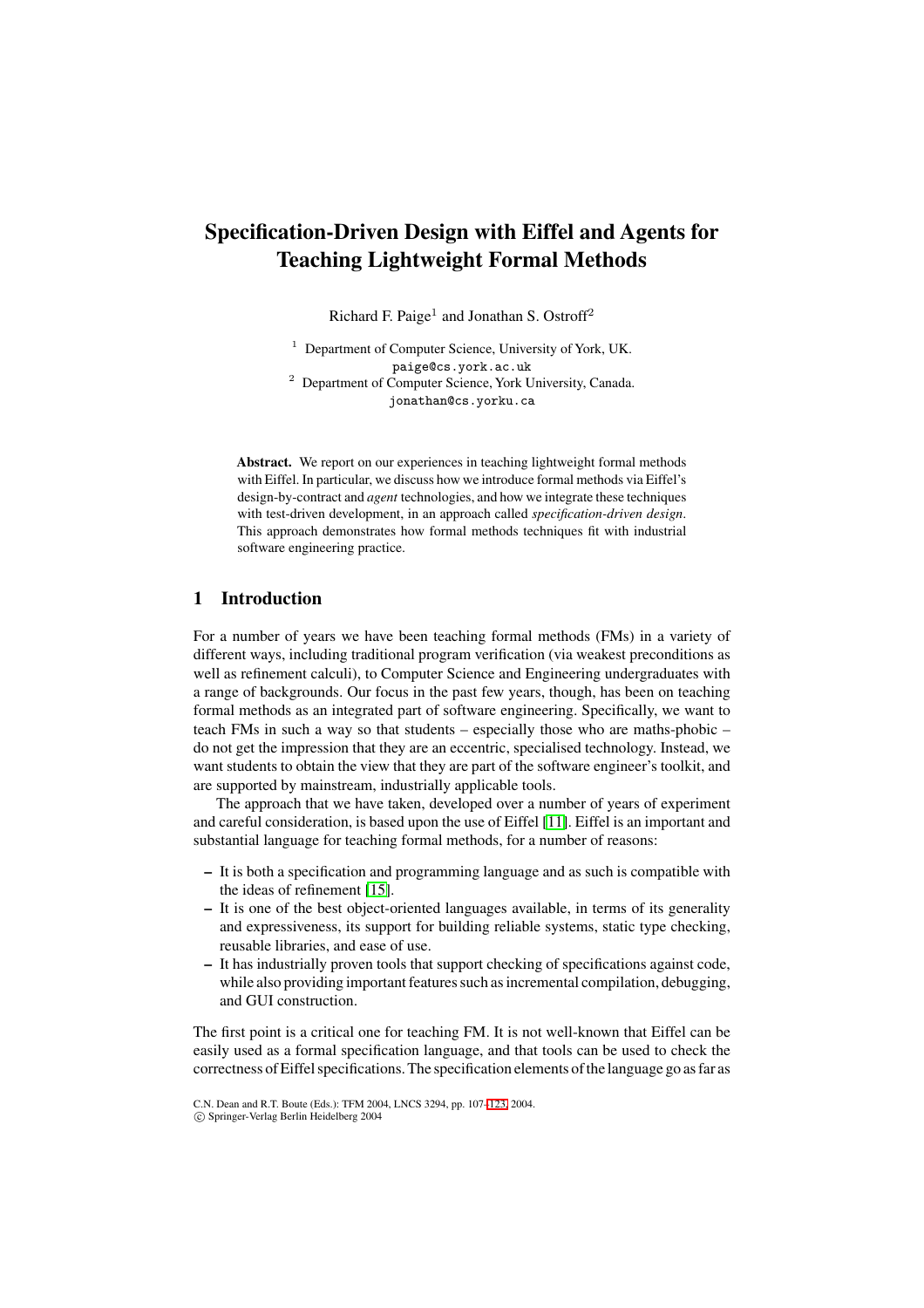# Specification-Driven Design with Eiffel and Agents for Teaching Lightweight Formal Methods

Richard F. Paige[1] and Jonathan S. Ostroff[2]

[1] Department of Computer Science, University of York, UK.
paige@cs.york.ac.uk

[2] Department of Computer Science, York University, Canada.
jonathan@cs.yorku.ca

**Abstract.** We report on our experiences in teaching lightweight formal methods with Eiffel. In particular, we discuss how we introduce formal methods via Eiffel's design-by-contract and *agent* technologies, and how we integrate these techniques with test-driven development, in an approach called *specification-driven design*. This approach demonstrates how formal methods techniques fit with industrial software engineering practice.

## 1 Introduction

For a number of years we have been teaching formal methods (FMs) in a variety of different ways, including traditional program verification (via weakest preconditions as well as refinement calculi), to Computer Science and Engineering undergraduates with a range of backgrounds. Our focus in the past few years, though, has been on teaching formal methods as an integrated part of software engineering. Specifically, we want to teach FMs in such a way so that students – especially those who are maths-phobic – do not get the impression that they are an eccentric, specialised technology. Instead, we want students to obtain the view that they are part of the software engineer's toolkit, and are supported by mainstream, industrially applicable tools.

The approach that we have taken, developed over a number of years of experiment and careful consideration, is based upon the use of Eiffel [11]. Eiffel is an important and substantial language for teaching formal methods, for a number of reasons:

- It is both a specification and programming language and as such is compatible with the ideas of refinement [15].
- It is one of the best object-oriented languages available, in terms of its generality and expressiveness, its support for building reliable systems, static type checking, reusable libraries, and ease of use.
- It has industrially proven tools that support checking of specifications against code, while also providing important features such as incremental compilation, debugging, and GUI construction.

The first point is a critical one for teaching FM. It is not well-known that Eiffel can be easily used as a formal specification language, and that tools can be used to check the correctness of Eiffel specifications. The specification elements of the language go as far as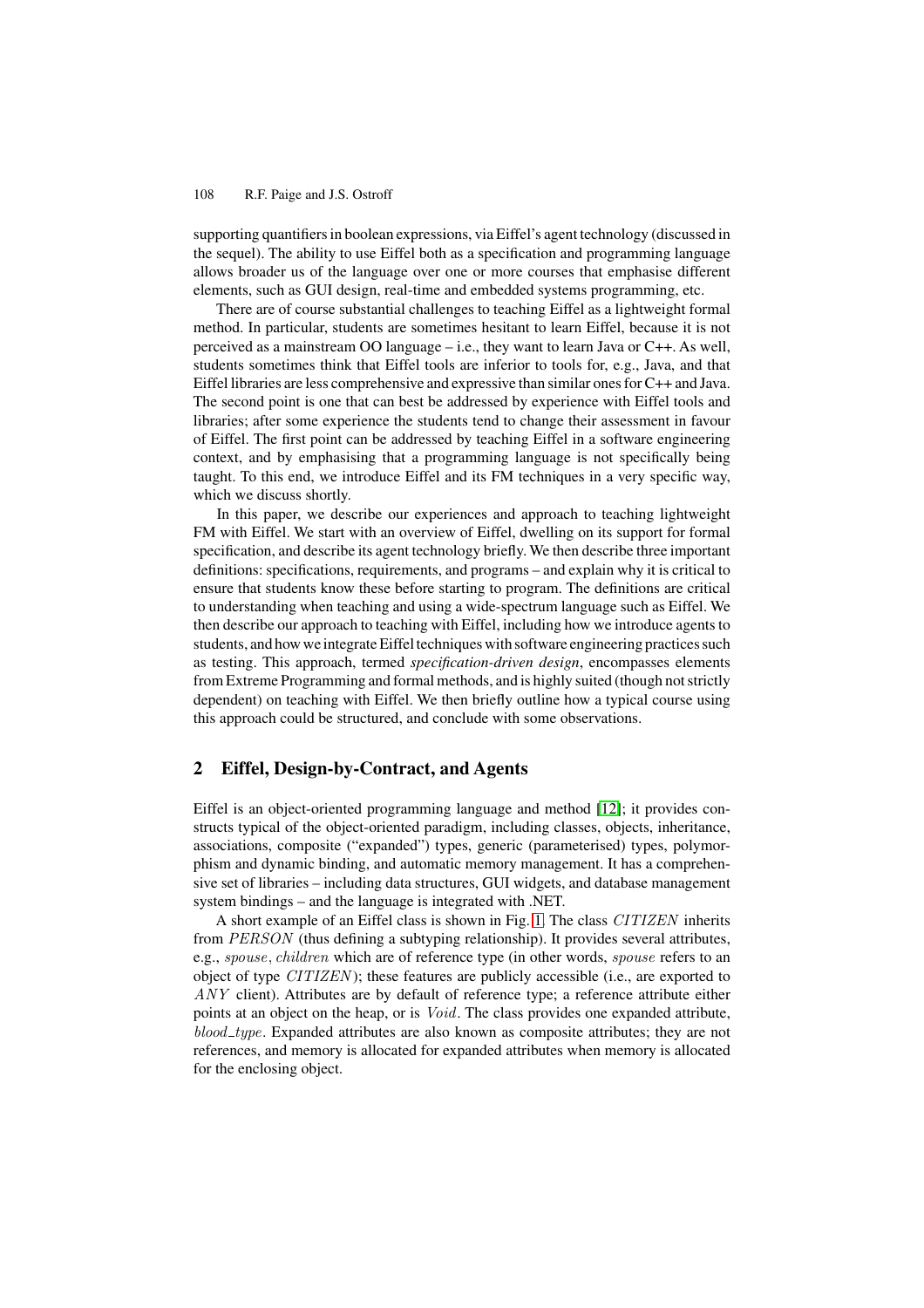supporting quantifiers in boolean expressions, via Eiffel's agent technology (discussed in the sequel). The ability to use Eiffel both as a specification and programming language allows broader us of the language over one or more courses that emphasise different elements, such as GUI design, real-time and embedded systems programming, etc.

There are of course substantial challenges to teaching Eiffel as a lightweight formal method. In particular, students are sometimes hesitant to learn Eiffel, because it is not perceived as a mainstream OO language – i.e., they want to learn Java or C++. As well, students sometimes think that Eiffel tools are inferior to tools for, e.g., Java, and that Eiffel libraries are less comprehensive and expressive than similar ones for C++ and Java. The second point is one that can best be addressed by experience with Eiffel tools and libraries; after some experience the students tend to change their assessment in favour of Eiffel. The first point can be addressed by teaching Eiffel in a software engineering context, and by emphasising that a programming language is not specifically being taught. To this end, we introduce Eiffel and its FM techniques in a very specific way, which we discuss shortly.

In this paper, we describe our experiences and approach to teaching lightweight FM with Eiffel. We start with an overview of Eiffel, dwelling on its support for formal specification, and describe its agent technology briefly. We then describe three important definitions: specifications, requirements, and programs – and explain why it is critical to ensure that students know these before starting to program. The definitions are critical to understanding when teaching and using a wide-spectrum language such as Eiffel. We then describe our approach to teaching with Eiffel, including how we introduce agents to students, and how we integrate Eiffel techniques with software engineering practices such as testing. This approach, termed *specification-driven design*, encompasses elements from Extreme Programming and formal methods, and is highly suited (though not strictly dependent) on teaching with Eiffel. We then briefly outline how a typical course using this approach could be structured, and conclude with some observations.

## 2 Eiffel, Design-by-Contract, and Agents

Eiffel is an object-oriented programming language and method [12]; it provides constructs typical of the object-oriented paradigm, including classes, objects, inheritance, associations, composite ("expanded") types, generic (parameterised) types, polymorphism and dynamic binding, and automatic memory management. It has a comprehensive set of libraries – including data structures, GUI widgets, and database management system bindings – and the language is integrated with .NET.

A short example of an Eiffel class is shown in Fig. 1. The class *CITIZEN* inherits from *PERSON* (thus defining a subtyping relationship). It provides several attributes, e.g., *spouse*, *children* which are of reference type (in other words, *spouse* refers to an object of type *CITIZEN*); these features are publicly accessible (i.e., are exported to *ANY* client). Attributes are by default of reference type; a reference attribute either points at an object on the heap, or is *Void*. The class provides one expanded attribute, *blood_type*. Expanded attributes are also known as composite attributes; they are not references, and memory is allocated for expanded attributes when memory is allocated for the enclosing object.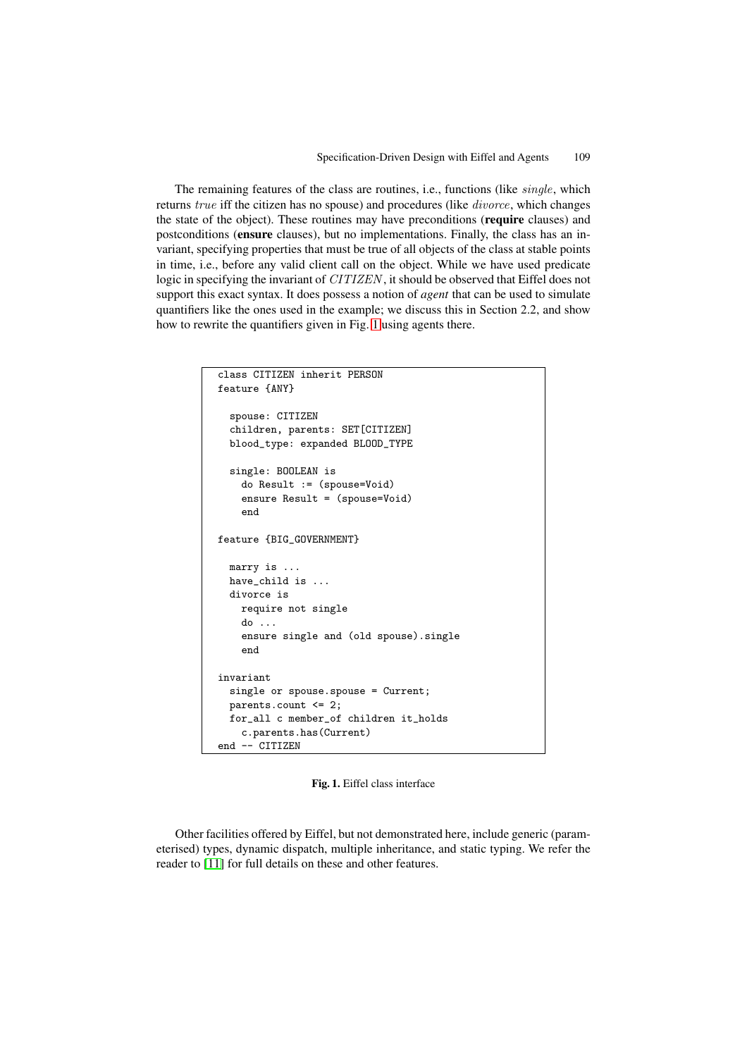The remaining features of the class are routines, i.e., functions (like *single*, which returns *true* iff the citizen has no spouse) and procedures (like *divorce*, which changes the state of the object). These routines may have preconditions (**require** clauses) and postconditions (**ensure** clauses), but no implementations. Finally, the class has an invariant, specifying properties that must be true of all objects of the class at stable points in time, i.e., before any valid client call on the object. While we have used predicate logic in specifying the invariant of *CITIZEN*, it should be observed that Eiffel does not support this exact syntax. It does possess a notion of *agent* that can be used to simulate quantifiers like the ones used in the example; we discuss this in Section 2.2, and show how to rewrite the quantifiers given in Fig. 1 using agents there.

```
class CITIZEN inherit PERSON
feature {ANY}

  spouse: CITIZEN
  children, parents: SET[CITIZEN]
  blood_type: expanded BLOOD_TYPE

  single: BOOLEAN is
    do Result := (spouse=Void)
    ensure Result = (spouse=Void)
    end

feature {BIG_GOVERNMENT}

  marry is ...
  have_child is ...
  divorce is
    require not single
    do ...
    ensure single and (old spouse).single
    end

invariant
  single or spouse.spouse = Current;
  parents.count <= 2;
  for_all c member_of children it_holds
    c.parents.has(Current)
end -- CITIZEN
```

**Fig. 1.** Eiffel class interface

Other facilities offered by Eiffel, but not demonstrated here, include generic (parameterised) types, dynamic dispatch, multiple inheritance, and static typing. We refer the reader to [11] for full details on these and other features.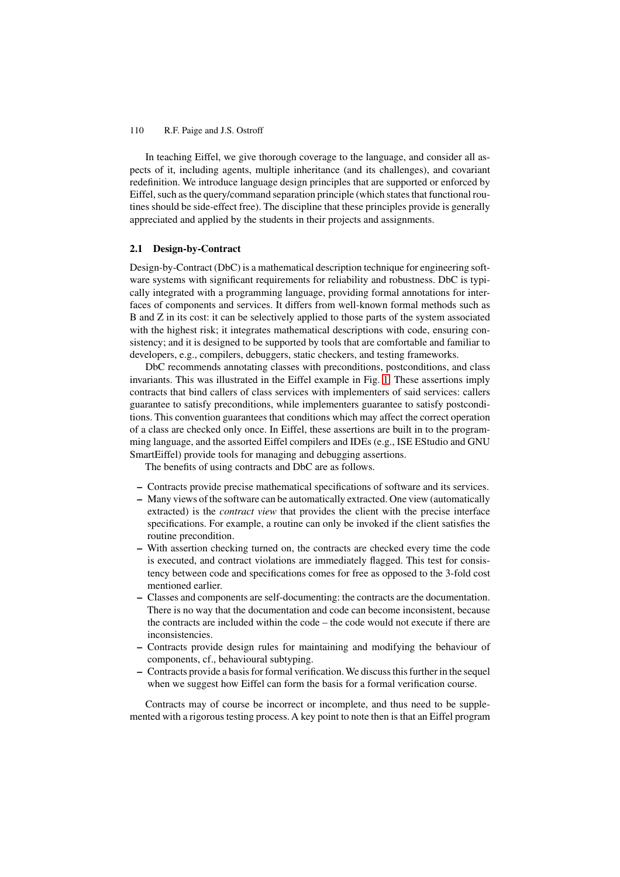In teaching Eiffel, we give thorough coverage to the language, and consider all aspects of it, including agents, multiple inheritance (and its challenges), and covariant redefinition. We introduce language design principles that are supported or enforced by Eiffel, such as the query/command separation principle (which states that functional routines should be side-effect free). The discipline that these principles provide is generally appreciated and applied by the students in their projects and assignments.

### 2.1 Design-by-Contract

Design-by-Contract (DbC) is a mathematical description technique for engineering software systems with significant requirements for reliability and robustness. DbC is typically integrated with a programming language, providing formal annotations for interfaces of components and services. It differs from well-known formal methods such as B and Z in its cost: it can be selectively applied to those parts of the system associated with the highest risk; it integrates mathematical descriptions with code, ensuring consistency; and it is designed to be supported by tools that are comfortable and familiar to developers, e.g., compilers, debuggers, static checkers, and testing frameworks.

DbC recommends annotating classes with preconditions, postconditions, and class invariants. This was illustrated in the Eiffel example in Fig. 1. These assertions imply contracts that bind callers of class services with implementers of said services: callers guarantee to satisfy preconditions, while implementers guarantee to satisfy postconditions. This convention guarantees that conditions which may affect the correct operation of a class are checked only once. In Eiffel, these assertions are built in to the programming language, and the assorted Eiffel compilers and IDEs (e.g., ISE EStudio and GNU SmartEiffel) provide tools for managing and debugging assertions.

The benefits of using contracts and DbC are as follows.

- Contracts provide precise mathematical specifications of software and its services.
- Many views of the software can be automatically extracted. One view (automatically extracted) is the *contract view* that provides the client with the precise interface specifications. For example, a routine can only be invoked if the client satisfies the routine precondition.
- With assertion checking turned on, the contracts are checked every time the code is executed, and contract violations are immediately flagged. This test for consistency between code and specifications comes for free as opposed to the 3-fold cost mentioned earlier.
- Classes and components are self-documenting: the contracts are the documentation. There is no way that the documentation and code can become inconsistent, because the contracts are included within the code – the code would not execute if there are inconsistencies.
- Contracts provide design rules for maintaining and modifying the behaviour of components, cf., behavioural subtyping.
- Contracts provide a basis for formal verification. We discuss this further in the sequel when we suggest how Eiffel can form the basis for a formal verification course.

Contracts may of course be incorrect or incomplete, and thus need to be supplemented with a rigorous testing process. A key point to note then is that an Eiffel program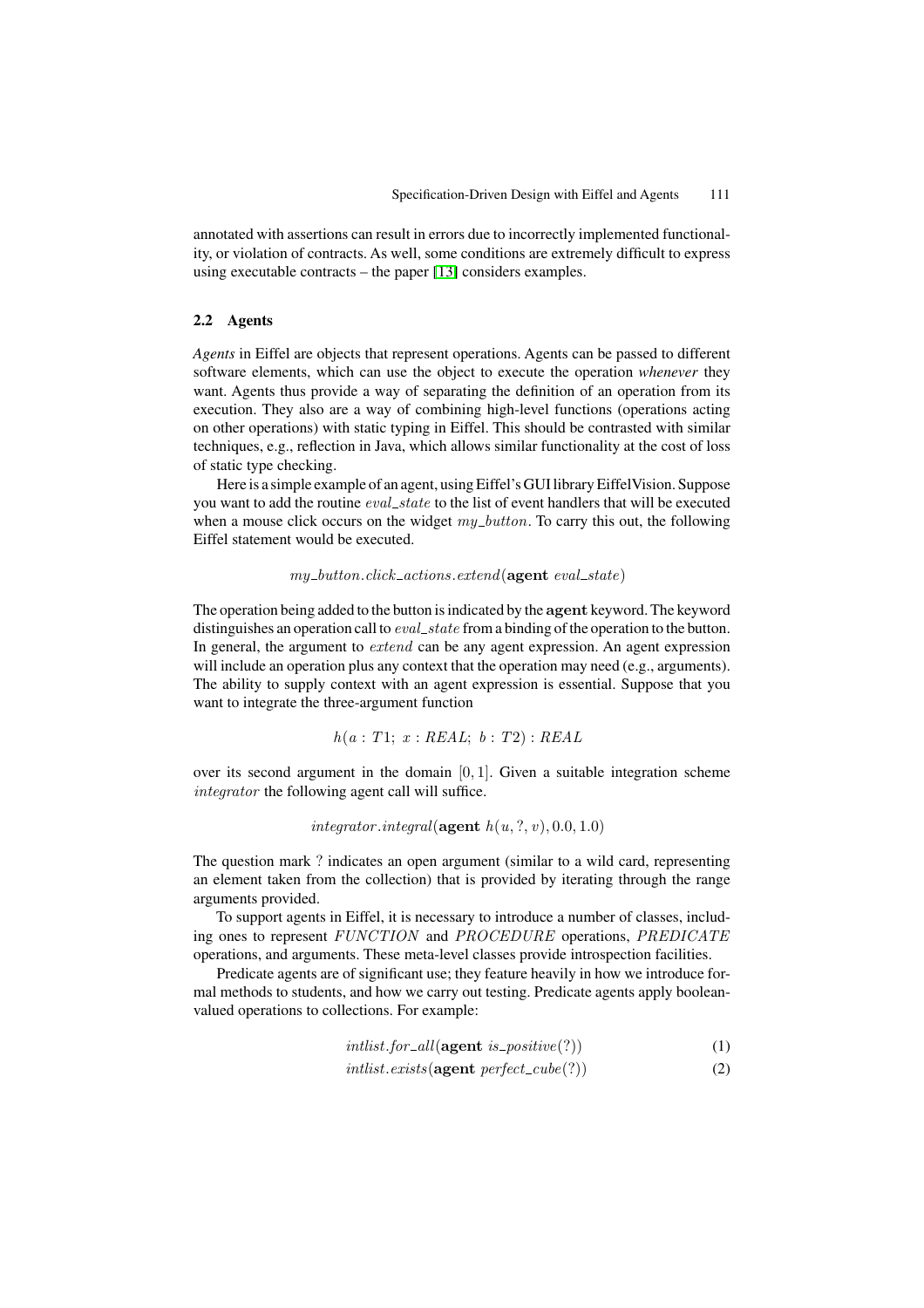annotated with assertions can result in errors due to incorrectly implemented functionality, or violation of contracts. As well, some conditions are extremely difficult to express using executable contracts – the paper [13] considers examples.

### 2.2 Agents

*Agents* in Eiffel are objects that represent operations. Agents can be passed to different software elements, which can use the object to execute the operation *whenever* they want. Agents thus provide a way of separating the definition of an operation from its execution. They also are a way of combining high-level functions (operations acting on other operations) with static typing in Eiffel. This should be contrasted with similar techniques, e.g., reflection in Java, which allows similar functionality at the cost of loss of static type checking.

Here is a simple example of an agent, using Eiffel's GUI library EiffelVision. Suppose you want to add the routine $eval\_state$ to the list of event handlers that will be executed when a mouse click occurs on the widget $my\_button$. To carry this out, the following Eiffel statement would be executed.

$$my\_button.click\_actions.extend(\textbf{agent}\ eval\_state)$$

The operation being added to the button is indicated by the **agent** keyword. The keyword distinguishes an operation call to $eval\_state$ from a binding of the operation to the button. In general, the argument to $extend$ can be any agent expression. An agent expression will include an operation plus any context that the operation may need (e.g., arguments). The ability to supply context with an agent expression is essential. Suppose that you want to integrate the three-argument function

$$h(a : T1;\ x : REAL;\ b : T2) : REAL$$

over its second argument in the domain $[0, 1]$. Given a suitable integration scheme $integrator$ the following agent call will suffice.

$$integrator.integral(\textbf{agent}\ h(u, ?, v), 0.0, 1.0)$$

The question mark ? indicates an open argument (similar to a wild card, representing an element taken from the collection) that is provided by iterating through the range arguments provided.

To support agents in Eiffel, it is necessary to introduce a number of classes, including ones to represent $FUNCTION$ and $PROCEDURE$ operations, $PREDICATE$ operations, and arguments. These meta-level classes provide introspection facilities.

Predicate agents are of significant use; they feature heavily in how we introduce formal methods to students, and how we carry out testing. Predicate agents apply boolean-valued operations to collections. For example:

$$intlist.for\_all(\textbf{agent}\ is\_positive(?)) \quad (1)$$

$$intlist.exists(\textbf{agent}\ perfect\_cube(?)) \quad (2)$$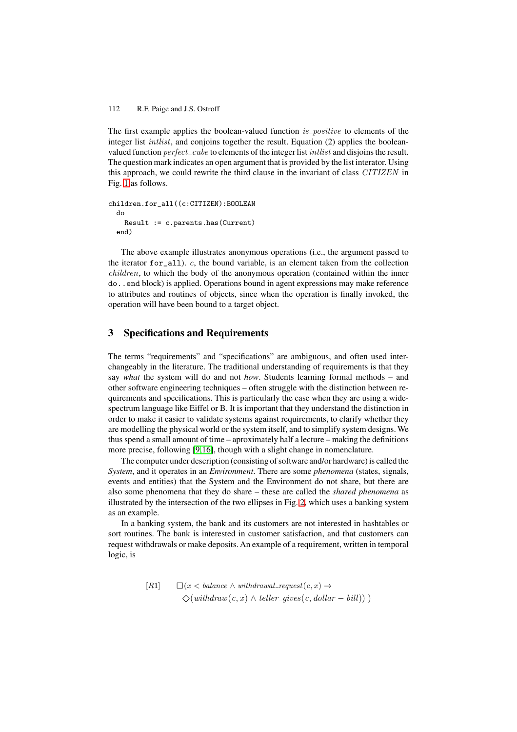The first example applies the boolean-valued function $is\_positive$ to elements of the integer list $intlist$, and conjoins together the result. Equation (2) applies the boolean-valued function $perfect\_cube$ to elements of the integer list $intlist$ and disjoins the result. The question mark indicates an open argument that is provided by the list interator. Using this approach, we could rewrite the third clause in the invariant of class $CITIZEN$ in Fig. 1 as follows.

```
children.for_all((c:CITIZEN):BOOLEAN
  do
    Result := c.parents.has(Current)
  end)
```

The above example illustrates anonymous operations (i.e., the argument passed to the iterator `for_all`). $c$, the bound variable, is an element taken from the collection $children$, to which the body of the anonymous operation (contained within the inner `do..end` block) is applied. Operations bound in agent expressions may make reference to attributes and routines of objects, since when the operation is finally invoked, the operation will have been bound to a target object.

## 3 Specifications and Requirements

The terms "requirements" and "specifications" are ambiguous, and often used interchangeably in the literature. The traditional understanding of requirements is that they say *what* the system will do and not *how*. Students learning formal methods – and other software engineering techniques – often struggle with the distinction between requirements and specifications. This is particularly the case when they are using a wide-spectrum language like Eiffel or B. It is important that they understand the distinction in order to make it easier to validate systems against requirements, to clarify whether they are modelling the physical world or the system itself, and to simplify system designs. We thus spend a small amount of time – aproximately half a lecture – making the definitions more precise, following [9,16], though with a slight change in nomenclature.

The computer under description (consisting of software and/or hardware) is called the *System*, and it operates in an *Environment*. There are some *phenomena* (states, signals, events and entities) that the System and the Environment do not share, but there are also some phenomena that they do share – these are called the *shared phenomena* as illustrated by the intersection of the two ellipses in Fig. 2, which uses a banking system as an example.

In a banking system, the bank and its customers are not interested in hashtables or sort routines. The bank is interested in customer satisfaction, and that customers can request withdrawals or make deposits. An example of a requirement, written in temporal logic, is

$$[R1] \qquad \square(x < balance \wedge withdrawal\_request(c,x) \rightarrow \\ \diamondsuit(withdraw(c,x) \wedge teller\_gives(c, dollar - bill))\ )$$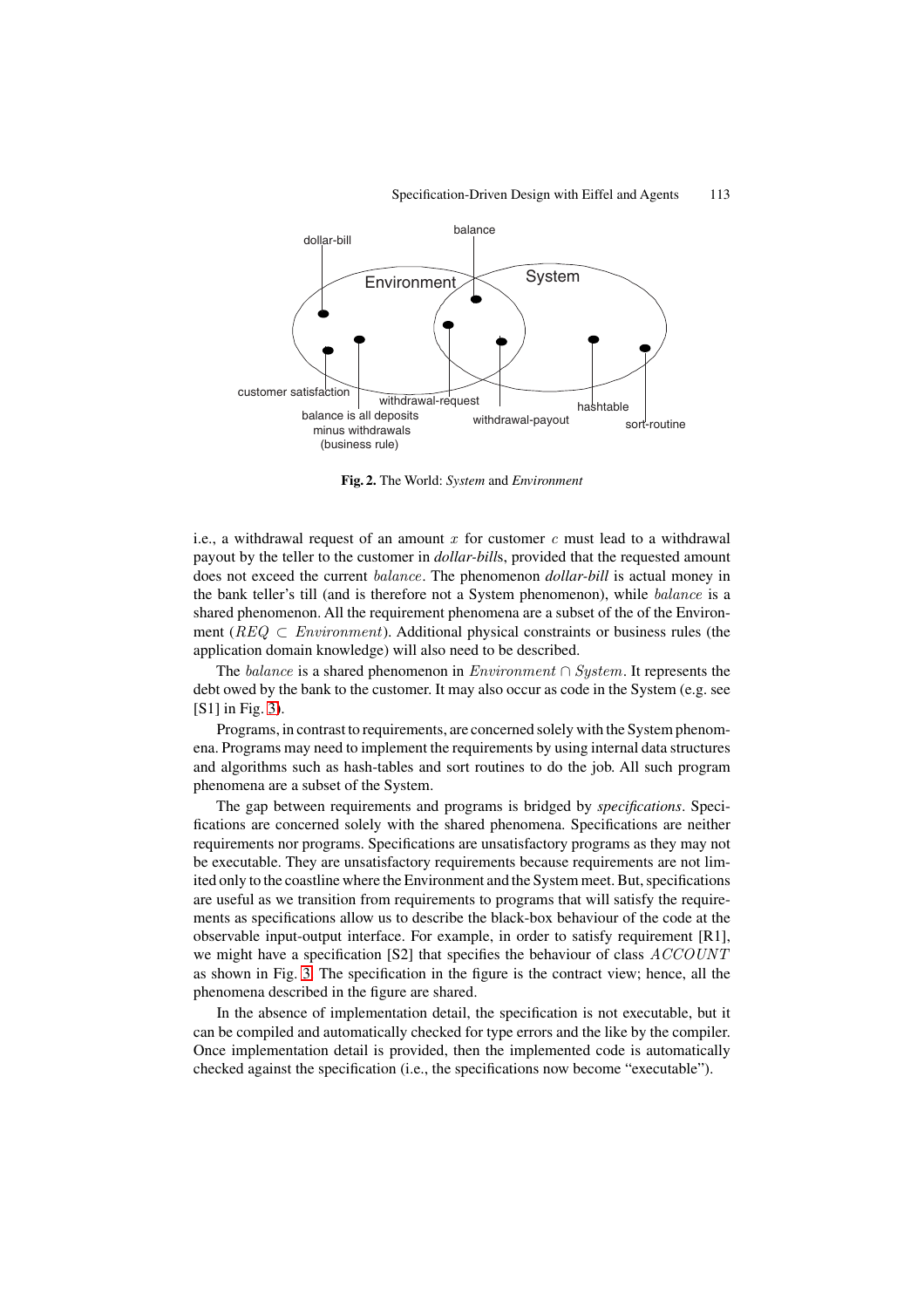Fig. 2. The World: *System* and *Environment*

i.e., a withdrawal request of an amount $x$ for customer $c$ must lead to a withdrawal payout by the teller to the customer in *dollar-bill*s, provided that the requested amount does not exceed the current $balance$. The phenomenon *dollar-bill* is actual money in the bank teller's till (and is therefore not a System phenomenon), while $balance$ is a shared phenomenon. All the requirement phenomena are a subset of the of the Environment ($REQ \subset Environment$). Additional physical constraints or business rules (the application domain knowledge) will also need to be described.

The $balance$ is a shared phenomenon in $Environment \cap System$. It represents the debt owed by the bank to the customer. It may also occur as code in the System (e.g. see [S1] in Fig. 3).

Programs, in contrast to requirements, are concerned solely with the System phenomena. Programs may need to implement the requirements by using internal data structures and algorithms such as hash-tables and sort routines to do the job. All such program phenomena are a subset of the System.

The gap between requirements and programs is bridged by *specifications*. Specifications are concerned solely with the shared phenomena. Specifications are neither requirements nor programs. Specifications are unsatisfactory programs as they may not be executable. They are unsatisfactory requirements because requirements are not limited only to the coastline where the Environment and the System meet. But, specifications are useful as we transition from requirements to programs that will satisfy the requirements as specifications allow us to describe the black-box behaviour of the code at the observable input-output interface. For example, in order to satisfy requirement [R1], we might have a specification [S2] that specifies the behaviour of class $ACCOUNT$ as shown in Fig. 3. The specification in the figure is the contract view; hence, all the phenomena described in the figure are shared.

In the absence of implementation detail, the specification is not executable, but it can be compiled and automatically checked for type errors and the like by the compiler. Once implementation detail is provided, then the implemented code is automatically checked against the specification (i.e., the specifications now become "executable").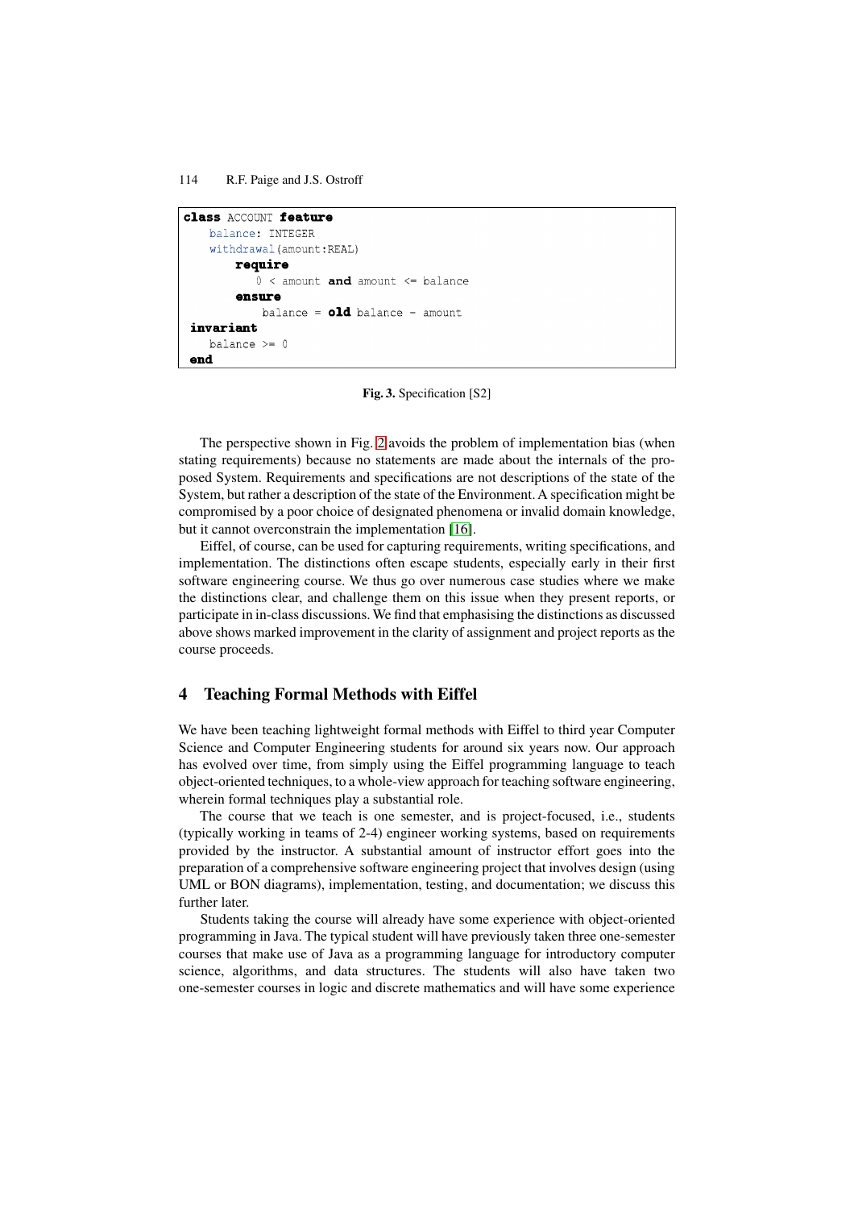```
class ACCOUNT feature
    balance: INTEGER
    withdrawal(amount:REAL)
        require
            0 < amount and amount <= balance
        ensure
             balance = old balance - amount
 invariant
    balance >= 0
 end
```

**Fig. 3.** Specification [S2]

The perspective shown in Fig. 2 avoids the problem of implementation bias (when stating requirements) because no statements are made about the internals of the proposed System. Requirements and specifications are not descriptions of the state of the System, but rather a description of the state of the Environment. A specification might be compromised by a poor choice of designated phenomena or invalid domain knowledge, but it cannot overconstrain the implementation [16].

Eiffel, of course, can be used for capturing requirements, writing specifications, and implementation. The distinctions often escape students, especially early in their first software engineering course. We thus go over numerous case studies where we make the distinctions clear, and challenge them on this issue when they present reports, or participate in in-class discussions. We find that emphasising the distinctions as discussed above shows marked improvement in the clarity of assignment and project reports as the course proceeds.

## 4 Teaching Formal Methods with Eiffel

We have been teaching lightweight formal methods with Eiffel to third year Computer Science and Computer Engineering students for around six years now. Our approach has evolved over time, from simply using the Eiffel programming language to teach object-oriented techniques, to a whole-view approach for teaching software engineering, wherein formal techniques play a substantial role.

The course that we teach is one semester, and is project-focused, i.e., students (typically working in teams of 2-4) engineer working systems, based on requirements provided by the instructor. A substantial amount of instructor effort goes into the preparation of a comprehensive software engineering project that involves design (using UML or BON diagrams), implementation, testing, and documentation; we discuss this further later.

Students taking the course will already have some experience with object-oriented programming in Java. The typical student will have previously taken three one-semester courses that make use of Java as a programming language for introductory computer science, algorithms, and data structures. The students will also have taken two one-semester courses in logic and discrete mathematics and will have some experience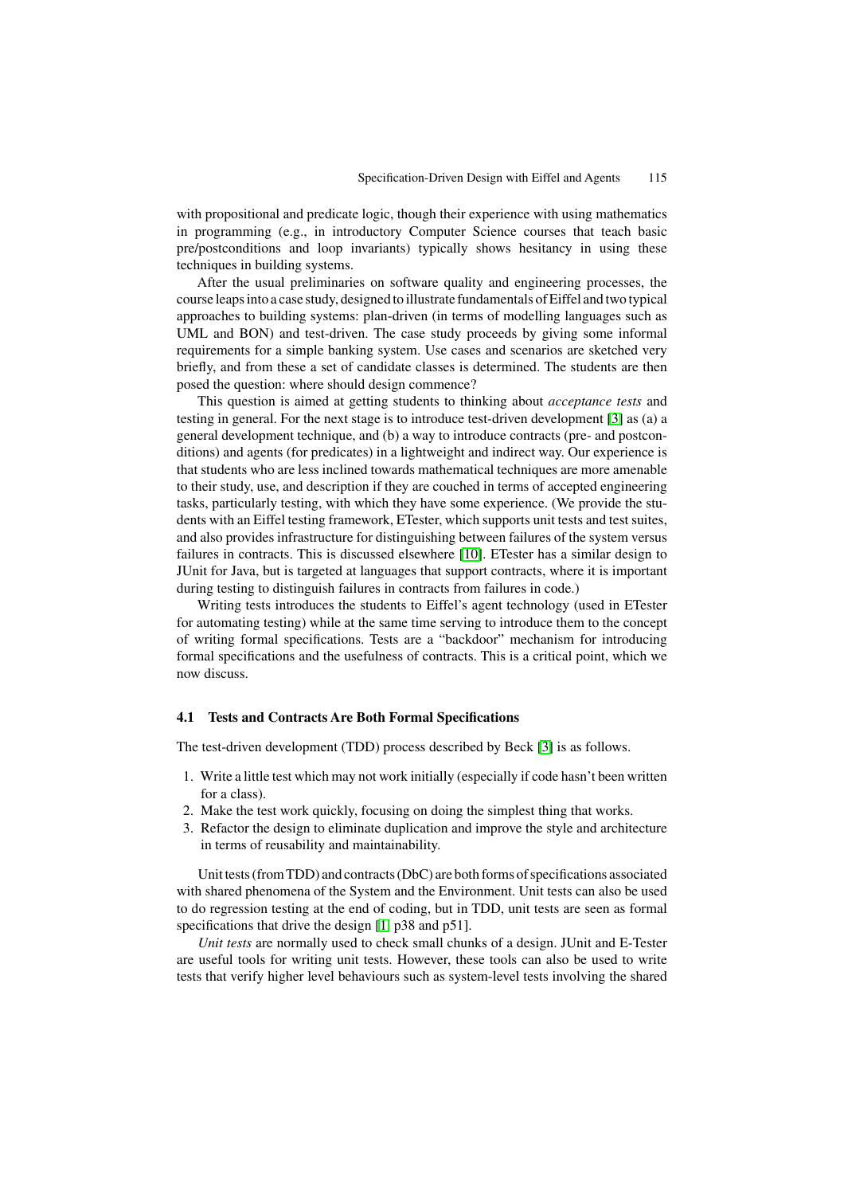with propositional and predicate logic, though their experience with using mathematics in programming (e.g., in introductory Computer Science courses that teach basic pre/postconditions and loop invariants) typically shows hesitancy in using these techniques in building systems.

After the usual preliminaries on software quality and engineering processes, the course leaps into a case study, designed to illustrate fundamentals of Eiffel and two typical approaches to building systems: plan-driven (in terms of modelling languages such as UML and BON) and test-driven. The case study proceeds by giving some informal requirements for a simple banking system. Use cases and scenarios are sketched very briefly, and from these a set of candidate classes is determined. The students are then posed the question: where should design commence?

This question is aimed at getting students to thinking about *acceptance tests* and testing in general. For the next stage is to introduce test-driven development [3] as (a) a general development technique, and (b) a way to introduce contracts (pre- and postconditions) and agents (for predicates) in a lightweight and indirect way. Our experience is that students who are less inclined towards mathematical techniques are more amenable to their study, use, and description if they are couched in terms of accepted engineering tasks, particularly testing, with which they have some experience. (We provide the students with an Eiffel testing framework, ETester, which supports unit tests and test suites, and also provides infrastructure for distinguishing between failures of the system versus failures in contracts. This is discussed elsewhere [10]. ETester has a similar design to JUnit for Java, but is targeted at languages that support contracts, where it is important during testing to distinguish failures in contracts from failures in code.)

Writing tests introduces the students to Eiffel's agent technology (used in ETester for automating testing) while at the same time serving to introduce them to the concept of writing formal specifications. Tests are a "backdoor" mechanism for introducing formal specifications and the usefulness of contracts. This is a critical point, which we now discuss.

### 4.1 Tests and Contracts Are Both Formal Specifications

The test-driven development (TDD) process described by Beck [3] is as follows.

1. Write a little test which may not work initially (especially if code hasn't been written for a class).
2. Make the test work quickly, focusing on doing the simplest thing that works.
3. Refactor the design to eliminate duplication and improve the style and architecture in terms of reusability and maintainability.

Unit tests (from TDD) and contracts (DbC) are both forms of specifications associated with shared phenomena of the System and the Environment. Unit tests can also be used to do regression testing at the end of coding, but in TDD, unit tests are seen as formal specifications that drive the design [[1] p38 and p51].

*Unit tests* are normally used to check small chunks of a design. JUnit and E-Tester are useful tools for writing unit tests. However, these tools can also be used to write tests that verify higher level behaviours such as system-level tests involving the shared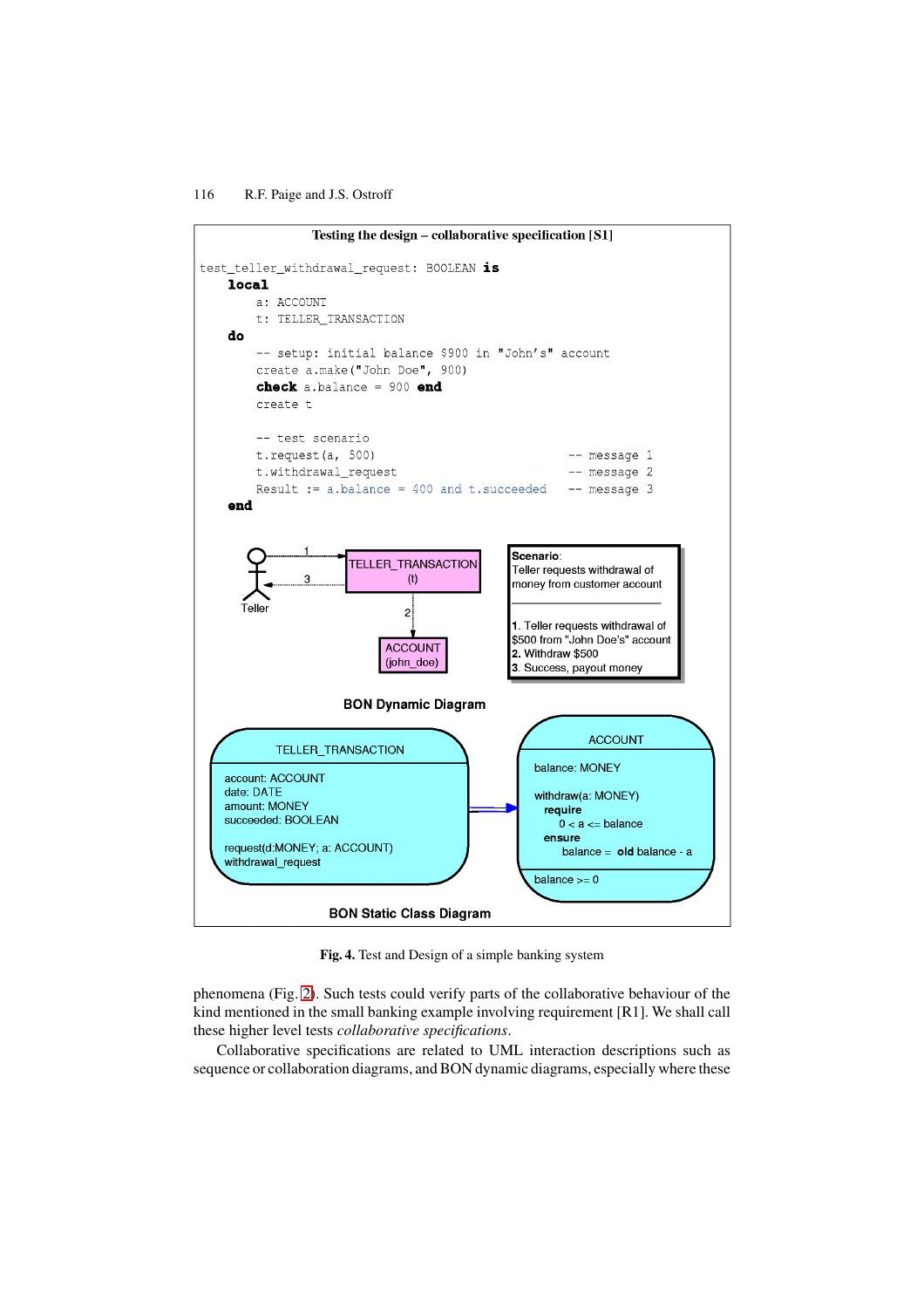**Testing the design – collaborative specification [S1]**

```
test_teller_withdrawal_request: BOOLEAN is
    local
        a: ACCOUNT
        t: TELLER_TRANSACTION
    do
        -- setup: initial balance $900 in "John's" account
        create a.make("John Doe", 900)
        check a.balance = 900 end
        create t

        -- test scenario
        t.request(a, 500)                              -- message 1
        t.withdrawal_request                           -- message 2
        Result := a.balance = 400 and t.succeeded      -- message 3
    end
```

Teller

TELLER_TRANSACTION (t)

ACCOUNT (john_doe)

**Scenario**: Teller requests withdrawal of money from customer account

**1**. Teller requests withdrawal of $500 from "John Doe's" account
**2**. Withdraw $500
**3**. Success, payout money

**BON Dynamic Diagram**

TELLER_TRANSACTION

account: ACCOUNT
date: DATE
amount: MONEY
succeeded: BOOLEAN

request(d:MONEY; a: ACCOUNT)
withdrawal_request

ACCOUNT

balance: MONEY

withdraw(a: MONEY)
**require**
0 < a <= balance
**ensure**
balance = **old** balance - a

balance >= 0

**BON Static Class Diagram**

**Fig. 4.** Test and Design of a simple banking system

phenomena (Fig. 2). Such tests could verify parts of the collaborative behaviour of the kind mentioned in the small banking example involving requirement [R1]. We shall call these higher level tests *collaborative specifications*.

Collaborative specifications are related to UML interaction descriptions such as sequence or collaboration diagrams, and BON dynamic diagrams, especially where these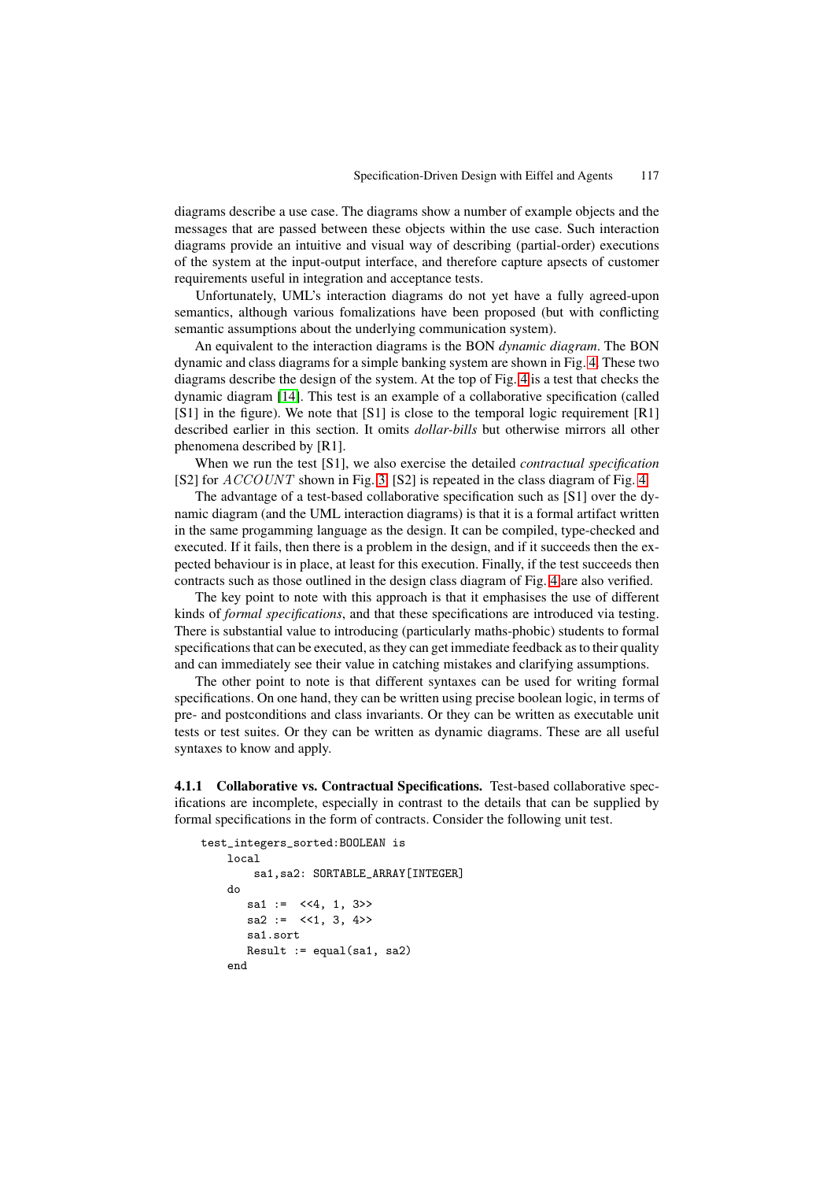diagrams describe a use case. The diagrams show a number of example objects and the messages that are passed between these objects within the use case. Such interaction diagrams provide an intuitive and visual way of describing (partial-order) executions of the system at the input-output interface, and therefore capture apsects of customer requirements useful in integration and acceptance tests.

Unfortunately, UML's interaction diagrams do not yet have a fully agreed-upon semantics, although various fomalizations have been proposed (but with conflicting semantic assumptions about the underlying communication system).

An equivalent to the interaction diagrams is the BON *dynamic diagram*. The BON dynamic and class diagrams for a simple banking system are shown in Fig. 4. These two diagrams describe the design of the system. At the top of Fig. 4 is a test that checks the dynamic diagram [14]. This test is an example of a collaborative specification (called [S1] in the figure). We note that [S1] is close to the temporal logic requirement [R1] described earlier in this section. It omits *dollar-bills* but otherwise mirrors all other phenomena described by [R1].

When we run the test [S1], we also exercise the detailed *contractual specification* [S2] for $ACCOUNT$ shown in Fig. 3. [S2] is repeated in the class diagram of Fig. 4.

The advantage of a test-based collaborative specification such as [S1] over the dynamic diagram (and the UML interaction diagrams) is that it is a formal artifact written in the same progamming language as the design. It can be compiled, type-checked and executed. If it fails, then there is a problem in the design, and if it succeeds then the expected behaviour is in place, at least for this execution. Finally, if the test succeeds then contracts such as those outlined in the design class diagram of Fig. 4 are also verified.

The key point to note with this approach is that it emphasises the use of different kinds of *formal specifications*, and that these specifications are introduced via testing. There is substantial value to introducing (particularly maths-phobic) students to formal specifications that can be executed, as they can get immediate feedback as to their quality and can immediately see their value in catching mistakes and clarifying assumptions.

The other point to note is that different syntaxes can be used for writing formal specifications. On one hand, they can be written using precise boolean logic, in terms of pre- and postconditions and class invariants. Or they can be written as executable unit tests or test suites. Or they can be written as dynamic diagrams. These are all useful syntaxes to know and apply.

#### 4.1.1 Collaborative vs. Contractual Specifications.

Test-based collaborative specifications are incomplete, especially in contrast to the details that can be supplied by formal specifications in the form of contracts. Consider the following unit test.

```
test_integers_sorted:BOOLEAN is
    local
        sa1,sa2: SORTABLE_ARRAY[INTEGER]
    do
       sa1 :=  <<4, 1, 3>>
       sa2 :=  <<1, 3, 4>>
       sa1.sort
       Result := equal(sa1, sa2)
    end
```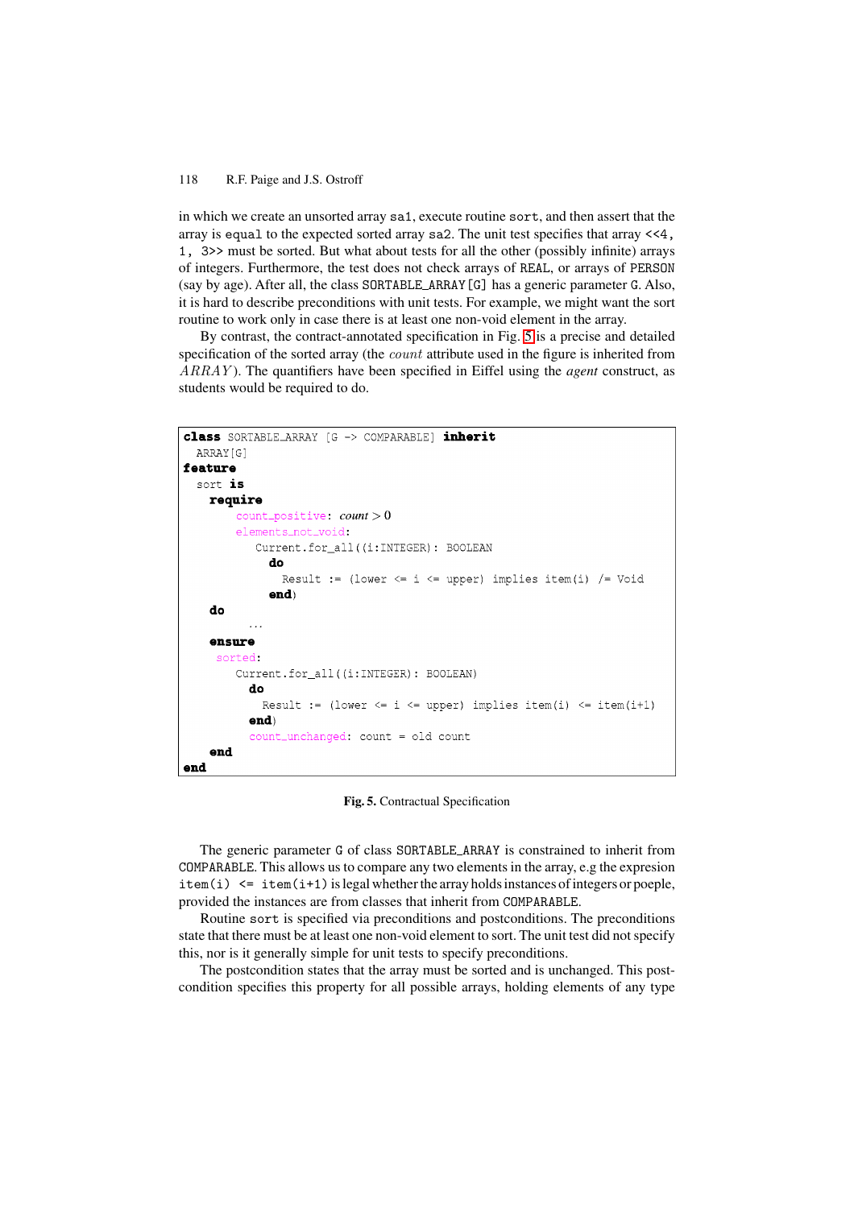in which we create an unsorted array `sa1`, execute routine `sort`, and then assert that the array is `equal` to the expected sorted array `sa2`. The unit test specifies that array `<<4, 1, 3>>` must be sorted. But what about tests for all the other (possibly infinite) arrays of integers. Furthermore, the test does not check arrays of `REAL`, or arrays of `PERSON` (say by age). After all, the class `SORTABLE_ARRAY[G]` has a generic parameter `G`. Also, it is hard to describe preconditions with unit tests. For example, we might want the sort routine to work only in case there is at least one non-void element in the array.

By contrast, the contract-annotated specification in Fig. 5 is a precise and detailed specification of the sorted array (the *count* attribute used in the figure is inherited from *ARRAY*). The quantifiers have been specified in Eiffel using the *agent* construct, as students would be required to do.

```
class SORTABLE_ARRAY [G -> COMPARABLE] inherit
  ARRAY[G]
feature
  sort is
    require
      count_positive: count > 0
      elements_not_void:
         Current.for_all((i:INTEGER): BOOLEAN
           do
             Result := (lower <= i <= upper) implies item(i) /= Void
           end)
    do
        ...
    ensure
     sorted:
       Current.for_all((i:INTEGER): BOOLEAN)
         do
           Result := (lower <= i <= upper) implies item(i) <= item(i+1)
         end)
         count_unchanged: count = old count
    end
end
```

**Fig. 5.** Contractual Specification

The generic parameter `G` of class `SORTABLE_ARRAY` is constrained to inherit from `COMPARABLE`. This allows us to compare any two elements in the array, e.g the expresion `item(i) <= item(i+1)` is legal whether the array holds instances of integers or poeple, provided the instances are from classes that inherit from `COMPARABLE`.

Routine `sort` is specified via preconditions and postconditions. The preconditions state that there must be at least one non-void element to sort. The unit test did not specify this, nor is it generally simple for unit tests to specify preconditions.

The postcondition states that the array must be sorted and is unchanged. This postcondition specifies this property for all possible arrays, holding elements of any type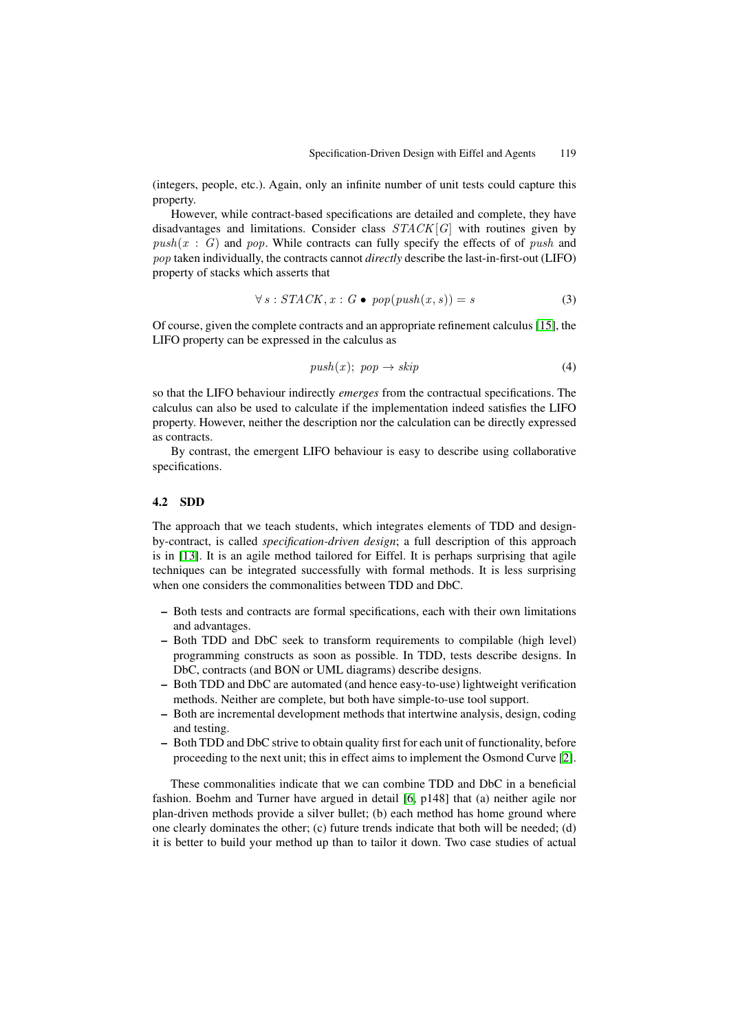(integers, people, etc.). Again, only an infinite number of unit tests could capture this property.

However, while contract-based specifications are detailed and complete, they have disadvantages and limitations. Consider class $STACK[G]$ with routines given by $push(x : G)$ and $pop$. While contracts can fully specify the effects of of $push$ and $pop$ taken individually, the contracts cannot *directly* describe the last-in-first-out (LIFO) property of stacks which asserts that

$$\forall\, s : STACK, x : G \bullet\ pop(push(x, s)) = s \tag{3}$$

Of course, given the complete contracts and an appropriate refinement calculus [15], the LIFO property can be expressed in the calculus as

$$push(x);\ pop \rightarrow skip \tag{4}$$

so that the LIFO behaviour indirectly *emerges* from the contractual specifications. The calculus can also be used to calculate if the implementation indeed satisfies the LIFO property. However, neither the description nor the calculation can be directly expressed as contracts.

By contrast, the emergent LIFO behaviour is easy to describe using collaborative specifications.

### 4.2 SDD

The approach that we teach students, which integrates elements of TDD and design-by-contract, is called *specification-driven design*; a full description of this approach is in [13]. It is an agile method tailored for Eiffel. It is perhaps surprising that agile techniques can be integrated successfully with formal methods. It is less surprising when one considers the commonalities between TDD and DbC.

- Both tests and contracts are formal specifications, each with their own limitations and advantages.
- Both TDD and DbC seek to transform requirements to compilable (high level) programming constructs as soon as possible. In TDD, tests describe designs. In DbC, contracts (and BON or UML diagrams) describe designs.
- Both TDD and DbC are automated (and hence easy-to-use) lightweight verification methods. Neither are complete, but both have simple-to-use tool support.
- Both are incremental development methods that intertwine analysis, design, coding and testing.
- Both TDD and DbC strive to obtain quality first for each unit of functionality, before proceeding to the next unit; this in effect aims to implement the Osmond Curve [2].

These commonalities indicate that we can combine TDD and DbC in a beneficial fashion. Boehm and Turner have argued in detail [6, p148] that (a) neither agile nor plan-driven methods provide a silver bullet; (b) each method has home ground where one clearly dominates the other; (c) future trends indicate that both will be needed; (d) it is better to build your method up than to tailor it down. Two case studies of actual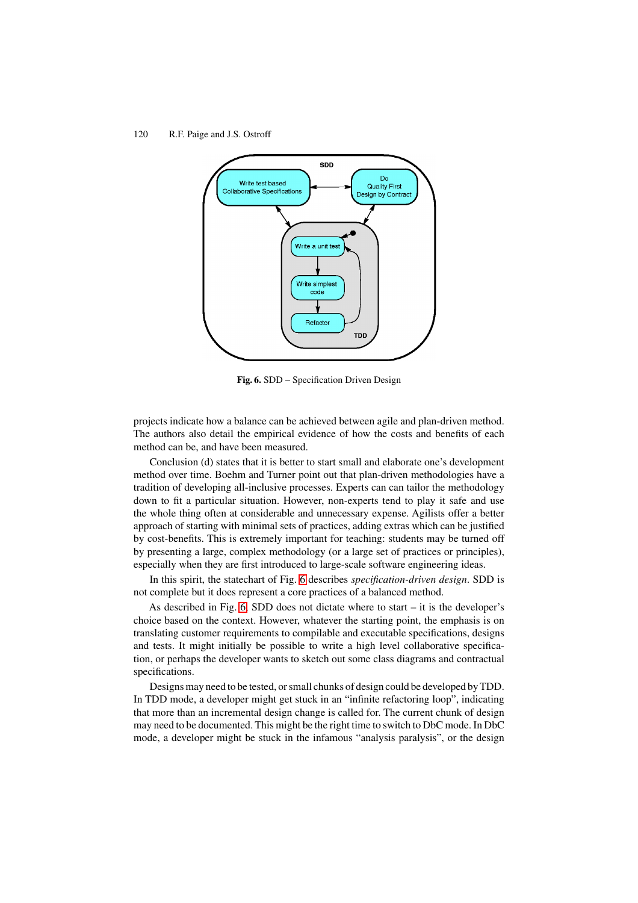SDD

Write test based Collaborative Specifications

Do Quality First Design by Contract

Write a unit test

Write simplest code

Refactor

TDD

**Fig. 6.** SDD – Specification Driven Design

projects indicate how a balance can be achieved between agile and plan-driven method. The authors also detail the empirical evidence of how the costs and benefits of each method can be, and have been measured.

Conclusion (d) states that it is better to start small and elaborate one's development method over time. Boehm and Turner point out that plan-driven methodologies have a tradition of developing all-inclusive processes. Experts can can tailor the methodology down to fit a particular situation. However, non-experts tend to play it safe and use the whole thing often at considerable and unnecessary expense. Agilists offer a better approach of starting with minimal sets of practices, adding extras which can be justified by cost-benefits. This is extremely important for teaching: students may be turned off by presenting a large, complex methodology (or a large set of practices or principles), especially when they are first introduced to large-scale software engineering ideas.

In this spirit, the statechart of Fig. 6 describes *specification-driven design*. SDD is not complete but it does represent a core practices of a balanced method.

As described in Fig. 6, SDD does not dictate where to start – it is the developer's choice based on the context. However, whatever the starting point, the emphasis is on translating customer requirements to compilable and executable specifications, designs and tests. It might initially be possible to write a high level collaborative specification, or perhaps the developer wants to sketch out some class diagrams and contractual specifications.

Designs may need to be tested, or small chunks of design could be developed by TDD. In TDD mode, a developer might get stuck in an "infinite refactoring loop", indicating that more than an incremental design change is called for. The current chunk of design may need to be documented. This might be the right time to switch to DbC mode. In DbC mode, a developer might be stuck in the infamous "analysis paralysis", or the design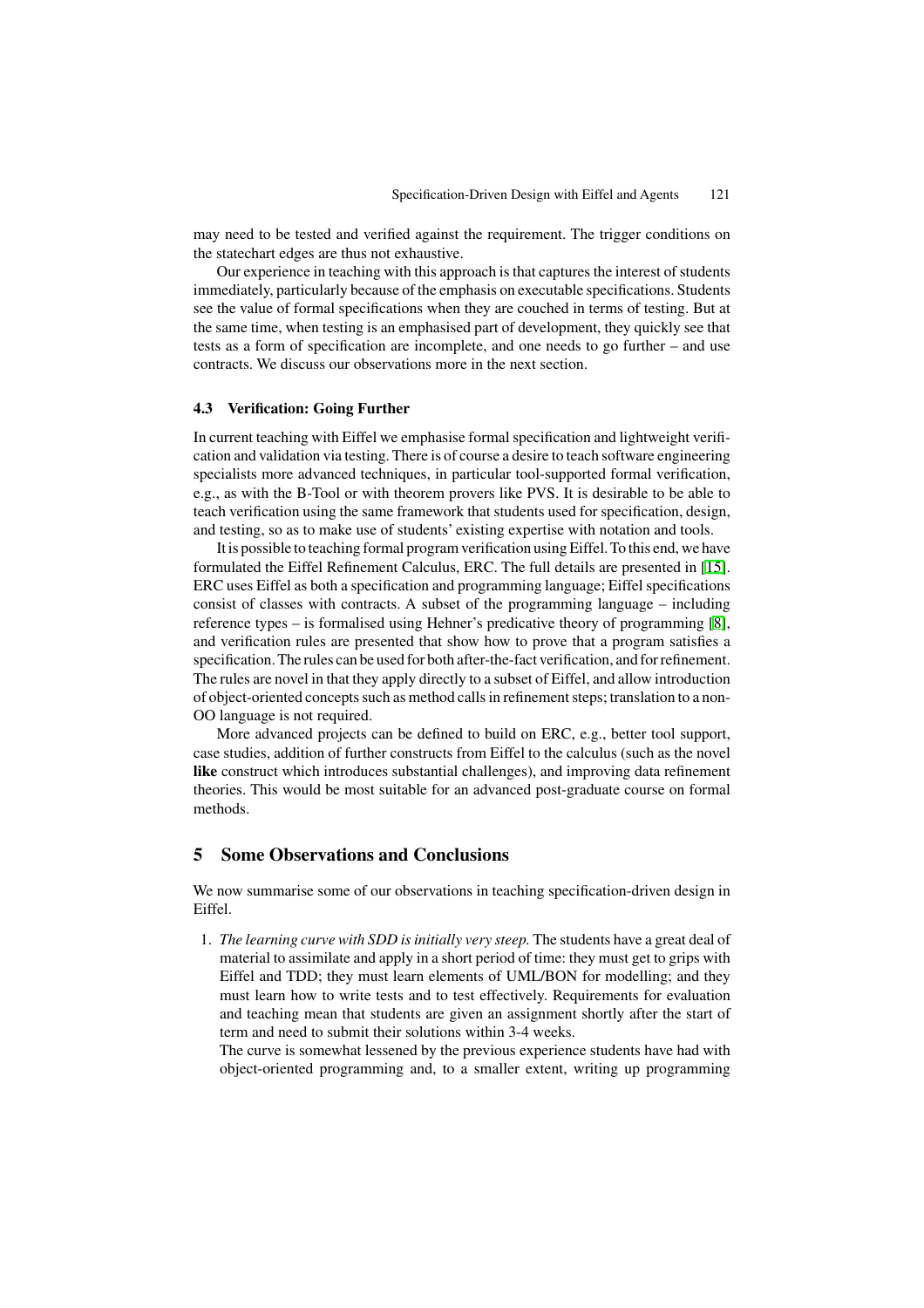may need to be tested and verified against the requirement. The trigger conditions on the statechart edges are thus not exhaustive.

Our experience in teaching with this approach is that captures the interest of students immediately, particularly because of the emphasis on executable specifications. Students see the value of formal specifications when they are couched in terms of testing. But at the same time, when testing is an emphasised part of development, they quickly see that tests as a form of specification are incomplete, and one needs to go further – and use contracts. We discuss our observations more in the next section.

### 4.3 Verification: Going Further

In current teaching with Eiffel we emphasise formal specification and lightweight verification and validation via testing. There is of course a desire to teach software engineering specialists more advanced techniques, in particular tool-supported formal verification, e.g., as with the B-Tool or with theorem provers like PVS. It is desirable to be able to teach verification using the same framework that students used for specification, design, and testing, so as to make use of students' existing expertise with notation and tools.

It is possible to teaching formal program verification using Eiffel. To this end, we have formulated the Eiffel Refinement Calculus, ERC. The full details are presented in [15]. ERC uses Eiffel as both a specification and programming language; Eiffel specifications consist of classes with contracts. A subset of the programming language – including reference types – is formalised using Hehner's predicative theory of programming [8], and verification rules are presented that show how to prove that a program satisfies a specification. The rules can be used for both after-the-fact verification, and for refinement. The rules are novel in that they apply directly to a subset of Eiffel, and allow introduction of object-oriented concepts such as method calls in refinement steps; translation to a non-OO language is not required.

More advanced projects can be defined to build on ERC, e.g., better tool support, case studies, addition of further constructs from Eiffel to the calculus (such as the novel **like** construct which introduces substantial challenges), and improving data refinement theories. This would be most suitable for an advanced post-graduate course on formal methods.

## 5 Some Observations and Conclusions

We now summarise some of our observations in teaching specification-driven design in Eiffel.

1. *The learning curve with SDD is initially very steep.* The students have a great deal of material to assimilate and apply in a short period of time: they must get to grips with Eiffel and TDD; they must learn elements of UML/BON for modelling; and they must learn how to write tests and to test effectively. Requirements for evaluation and teaching mean that students are given an assignment shortly after the start of term and need to submit their solutions within 3-4 weeks.

   The curve is somewhat lessened by the previous experience students have had with object-oriented programming and, to a smaller extent, writing up programming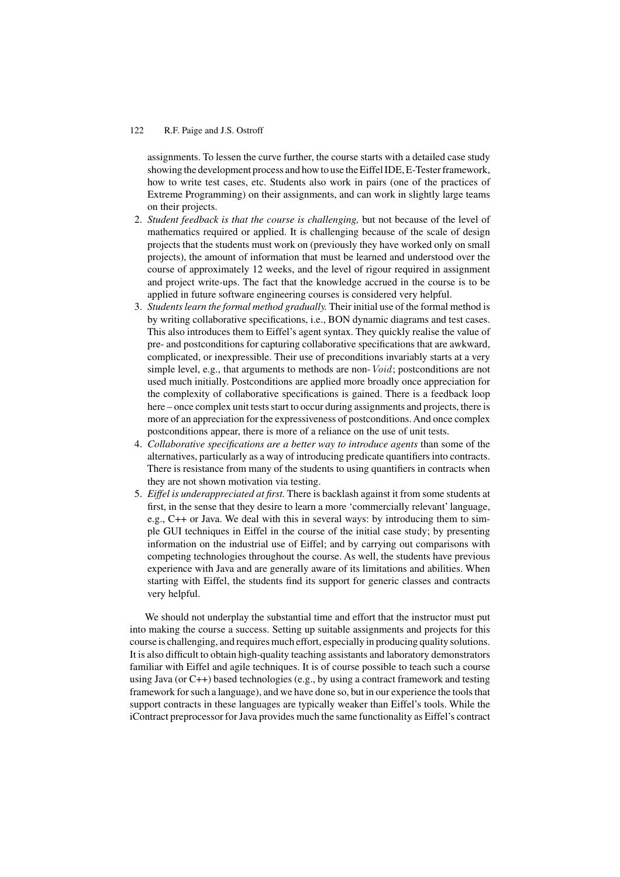assignments. To lessen the curve further, the course starts with a detailed case study showing the development process and how to use the Eiffel IDE, E-Tester framework, how to write test cases, etc. Students also work in pairs (one of the practices of Extreme Programming) on their assignments, and can work in slightly large teams on their projects.

2. *Student feedback is that the course is challenging,* but not because of the level of mathematics required or applied. It is challenging because of the scale of design projects that the students must work on (previously they have worked only on small projects), the amount of information that must be learned and understood over the course of approximately 12 weeks, and the level of rigour required in assignment and project write-ups. The fact that the knowledge accrued in the course is to be applied in future software engineering courses is considered very helpful.
3. *Students learn the formal method gradually.* Their initial use of the formal method is by writing collaborative specifications, i.e., BON dynamic diagrams and test cases. This also introduces them to Eiffel's agent syntax. They quickly realise the value of pre- and postconditions for capturing collaborative specifications that are awkward, complicated, or inexpressible. Their use of preconditions invariably starts at a very simple level, e.g., that arguments to methods are non-*Void*; postconditions are not used much initially. Postconditions are applied more broadly once appreciation for the complexity of collaborative specifications is gained. There is a feedback loop here – once complex unit tests start to occur during assignments and projects, there is more of an appreciation for the expressiveness of postconditions. And once complex postconditions appear, there is more of a reliance on the use of unit tests.
4. *Collaborative specifications are a better way to introduce agents* than some of the alternatives, particularly as a way of introducing predicate quantifiers into contracts. There is resistance from many of the students to using quantifiers in contracts when they are not shown motivation via testing.
5. *Eiffel is underappreciated at first.* There is backlash against it from some students at first, in the sense that they desire to learn a more 'commercially relevant' language, e.g., C++ or Java. We deal with this in several ways: by introducing them to simple GUI techniques in Eiffel in the course of the initial case study; by presenting information on the industrial use of Eiffel; and by carrying out comparisons with competing technologies throughout the course. As well, the students have previous experience with Java and are generally aware of its limitations and abilities. When starting with Eiffel, the students find its support for generic classes and contracts very helpful.

We should not underplay the substantial time and effort that the instructor must put into making the course a success. Setting up suitable assignments and projects for this course is challenging, and requires much effort, especially in producing quality solutions. It is also difficult to obtain high-quality teaching assistants and laboratory demonstrators familiar with Eiffel and agile techniques. It is of course possible to teach such a course using Java (or C++) based technologies (e.g., by using a contract framework and testing framework for such a language), and we have done so, but in our experience the tools that support contracts in these languages are typically weaker than Eiffel's tools. While the iContract preprocessor for Java provides much the same functionality as Eiffel's contract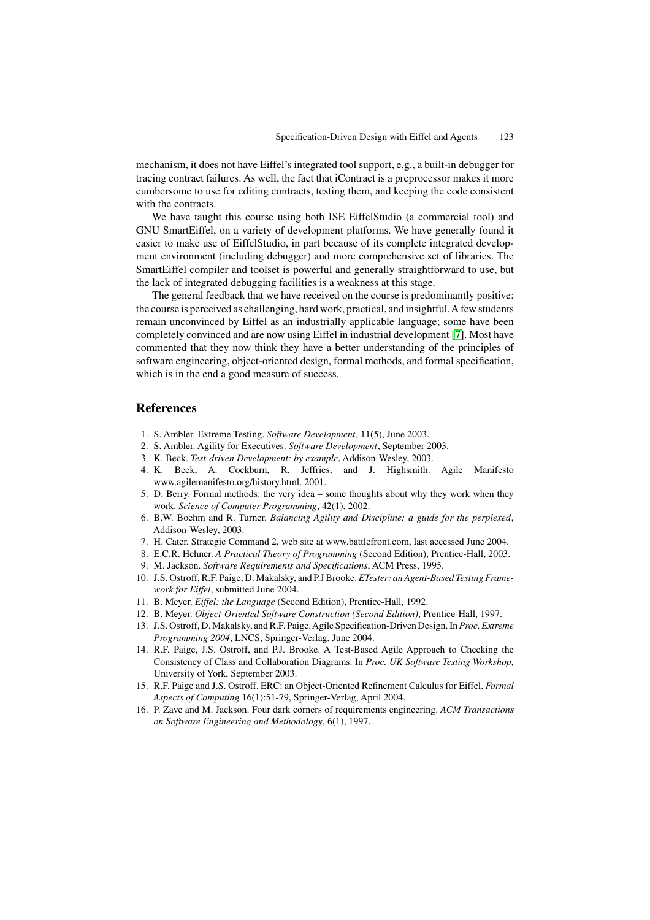mechanism, it does not have Eiffel's integrated tool support, e.g., a built-in debugger for tracing contract failures. As well, the fact that iContract is a preprocessor makes it more cumbersome to use for editing contracts, testing them, and keeping the code consistent with the contracts.

We have taught this course using both ISE EiffelStudio (a commercial tool) and GNU SmartEiffel, on a variety of development platforms. We have generally found it easier to make use of EiffelStudio, in part because of its complete integrated development environment (including debugger) and more comprehensive set of libraries. The SmartEiffel compiler and toolset is powerful and generally straightforward to use, but the lack of integrated debugging facilities is a weakness at this stage.

The general feedback that we have received on the course is predominantly positive: the course is perceived as challenging, hard work, practical, and insightful. A few students remain unconvinced by Eiffel as an industrially applicable language; some have been completely convinced and are now using Eiffel in industrial development [7]. Most have commented that they now think they have a better understanding of the principles of software engineering, object-oriented design, formal methods, and formal specification, which is in the end a good measure of success.

## References

1. S. Ambler. Extreme Testing. *Software Development*, 11(5), June 2003.
2. S. Ambler. Agility for Executives. *Software Development*, September 2003.
3. K. Beck. *Test-driven Development: by example*, Addison-Wesley, 2003.
4. K. Beck, A. Cockburn, R. Jeffries, and J. Highsmith. Agile Manifesto www.agilemanifesto.org/history.html. 2001.
5. D. Berry. Formal methods: the very idea – some thoughts about why they work when they work. *Science of Computer Programming*, 42(1), 2002.
6. B.W. Boehm and R. Turner. *Balancing Agility and Discipline: a guide for the perplexed*, Addison-Wesley, 2003.
7. H. Cater. Strategic Command 2, web site at www.battlefront.com, last accessed June 2004.
8. E.C.R. Hehner. *A Practical Theory of Programming* (Second Edition), Prentice-Hall, 2003.
9. M. Jackson. *Software Requirements and Specifications*, ACM Press, 1995.
10. J.S. Ostroff, R.F. Paige, D. Makalsky, and P.J Brooke. *ETester: an Agent-Based Testing Framework for Eiffel*, submitted June 2004.
11. B. Meyer. *Eiffel: the Language* (Second Edition), Prentice-Hall, 1992.
12. B. Meyer. *Object-Oriented Software Construction (Second Edition)*, Prentice-Hall, 1997.
13. J.S. Ostroff, D. Makalsky, and R.F. Paige. Agile Specification-Driven Design. In *Proc. Extreme Programming 2004*, LNCS, Springer-Verlag, June 2004.
14. R.F. Paige, J.S. Ostroff, and P.J. Brooke. A Test-Based Agile Approach to Checking the Consistency of Class and Collaboration Diagrams. In *Proc. UK Software Testing Workshop*, University of York, September 2003.
15. R.F. Paige and J.S. Ostroff. ERC: an Object-Oriented Refinement Calculus for Eiffel. *Formal Aspects of Computing* 16(1):51-79, Springer-Verlag, April 2004.
16. P. Zave and M. Jackson. Four dark corners of requirements engineering. *ACM Transactions on Software Engineering and Methodology*, 6(1), 1997.